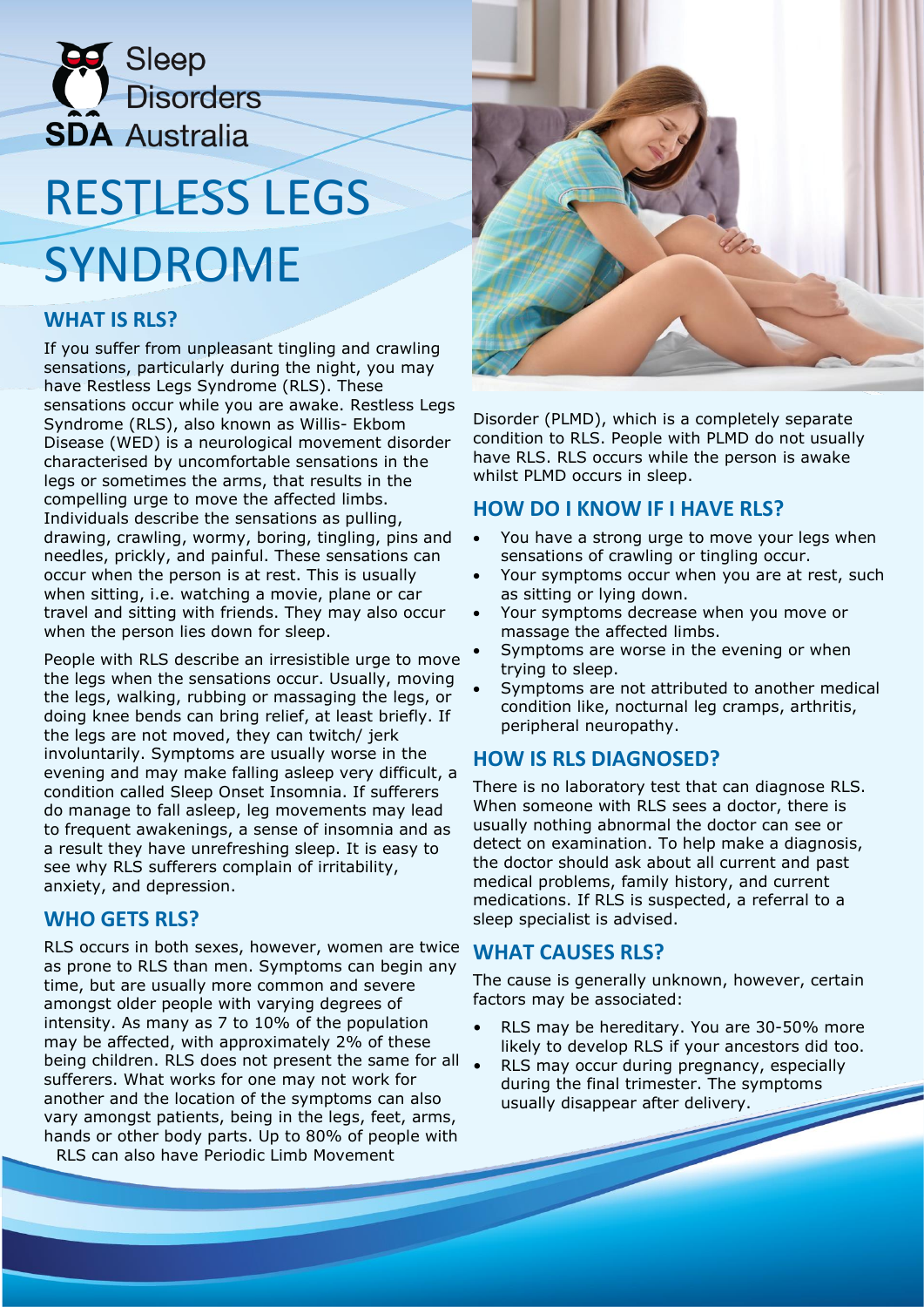Sleep Disorders Australia

# RESTLESS LEGS SYNDROME

## WHAT IS RLS?

If you suffer from unpleasant tingling and crawling sensations, particularly during the night, you may have Restless Legs Syndrome (RLS). These sensations occur while you are awake. Restless Legs Syndrome (RLS), also known as Willis- Ekbom Disease (WED) is a neurological movement disorder characterised by uncomfortable sensations in the legs or sometimes the arms, that results in the compelling urge to move the affected limbs. Individuals describe the sensations as pulling, drawing, crawling, wormy, boring, tingling, pins and needles, prickly, and painful. These sensations can occur when the person is at rest. This is usually when sitting, i.e. watching a movie, plane or car travel and sitting with friends. They may also occur when the person lies down for sleep.

People with RLS describe an irresistible urge to move the legs when the sensations occur. Usually, moving the legs, walking, rubbing or massaging the legs, or doing knee bends can bring relief, at least briefly. If the legs are not moved, they can twitch/ jerk involuntarily. Symptoms are usually worse in the evening and may make falling asleep very difficult, a condition called Sleep Onset Insomnia. If sufferers do manage to fall asleep, leg movements may lead to frequent awakenings, a sense of insomnia and as a result they have unrefreshing sleep. It is easy to see why RLS sufferers complain of irritability, anxiety, and depression.

## WHO GETS RLS?

RLS occurs in both sexes, however, women are twice as prone to RLS than men. Symptoms can begin any time, but are usually more common and severe amongst older people with varying degrees of intensity. As many as 7 to 10% of the population may be affected, with approximately 2% of these being children. RLS does not present the same for all sufferers. What works for one may not work for another and the location of the symptoms can also vary amongst patients, being in the legs, feet, arms, hands or other body parts. Up to 80% of people with RLS can also have Periodic Limb Movement Disorder (PLMD), which is a completely separate condition to RLS. People with PLMD do not usually have RLS. RLS occurs while the person is awake whilst PLMD occurs in sleep.

## HOW DO I KNOW IF I HAVE RLS?

- You have a strong urge to move your legs when sensations of crawling or tingling occur.
- Your symptoms occur when you are at rest, such as sitting or lying down.
- Your symptoms decrease when you move or massage the affected limbs.
- Symptoms are worse in the evening or when trying to sleep.
- Symptoms are not attributed to another medical condition like, nocturnal leg cramps, arthritis, peripheral neuropathy.

## HOW IS RLS DIAGNOSED?

There is no laboratory test that can diagnose RLS. When someone with RLS sees a doctor, there is usually nothing abnormal the doctor can see or detect on examination. To help make a diagnosis, the doctor should ask about all current and past medical problems, family history, and current medications. If RLS is suspected, a referral to a sleep specialist is advised.

## WHAT CAUSES RLS?

The cause is generally unknown, however, certain factors may be associated:

- RLS may be hereditary. You are 30-50% more likely to develop RLS if your ancestors did too.
- RLS may occur during pregnancy, especially during the final trimester. The symptoms usually disappear after delivery.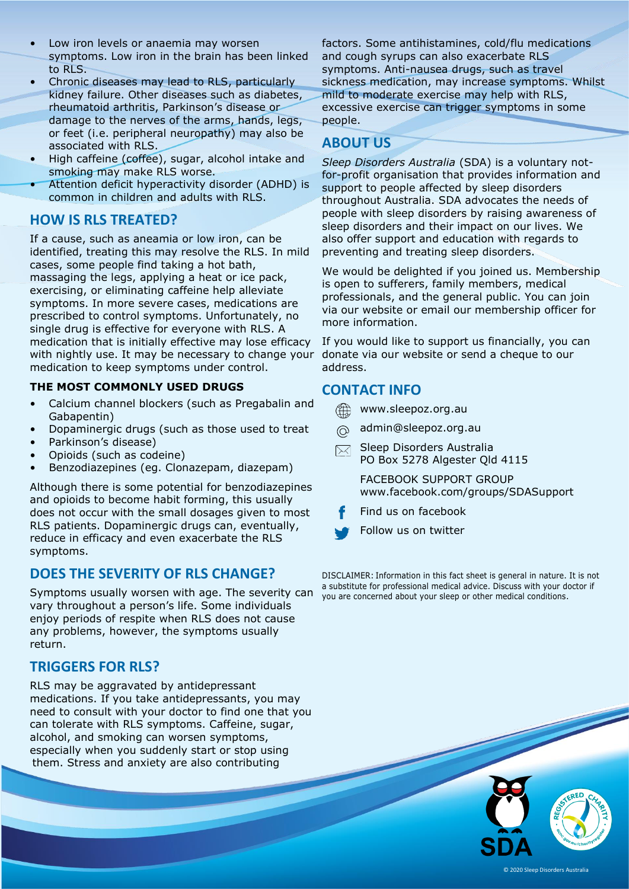- Low iron levels or anaemia may worsen symptoms. Low iron in the brain has been linked to RLS.
- Chronic diseases may lead to RLS, particularly kidney failure. Other diseases such as diabetes, rheumatoid arthritis, Parkinson's disease or damage to the nerves of the arms, hands, legs, or feet (i.e. peripheral neuropathy) may also be associated with RLS.
- High caffeine (coffee), sugar, alcohol intake and smoking may make RLS worse.
- Attention deficit hyperactivity disorder (ADHD) is common in children and adults with RLS.

## HOW IS RLS TREATED?

If a cause, such as aneamia or low iron, can be identified, treating this may resolve the RLS. In mild cases, some people find taking a hot bath, massaging the legs, applying a heat or ice pack, exercising, or eliminating caffeine help alleviate symptoms. In more severe cases, medications are prescribed to control symptoms. Unfortunately, no single drug is effective for everyone with RLS. A medication that is initially effective may lose efficacy with nightly use. It may be necessary to change your medication to keep symptoms under control.

### THE MOST COMMONLY USED DRUGS

- Calcium channel blockers (such as Pregabalin and Gabapentin)
- Dopaminergic drugs (such as those used to treat
- Parkinson's disease)
- Opioids (such as codeine)
- Benzodiazepines (eg. Clonazepam, diazepam)

Although there is some potential for benzodiazepines and opioids to become habit forming, this usually does not occur with the small dosages given to most RLS patients. Dopaminergic drugs can, eventually, reduce in efficacy and even exacerbate the RLS symptoms.

## DOES THE SEVERITY OF RLS CHANGE?

Symptoms usually worsen with age. The severity can vary throughout a person's life. Some individuals enjoy periods of respite when RLS does not cause any problems, however, the symptoms usually return.

## TRIGGERS FOR RLS?

RLS may be aggravated by antidepressant medications. If you take antidepressants, you may need to consult with your doctor to find one that you can tolerate with RLS symptoms. Caffeine, sugar, alcohol, and smoking can worsen symptoms, especially when you suddenly start or stop using them. Stress and anxiety are also contributing factors. Some antihistamines, cold/flu medications and cough syrups can also exacerbate RLS symptoms. Anti-nausea drugs, such as travel sickness medication, may increase symptoms. Whilst mild to moderate exercise may help with RLS, excessive exercise can trigger symptoms in some people.

## ABOUT US

*Sleep Disorders Australia* (SDA) is a voluntary not-for-profit organisation that provides information and support to people affected by sleep disorders throughout Australia. SDA advocates the needs of people with sleep disorders by raising awareness of sleep disorders and their impact on our lives. We also offer support and education with regards to preventing and treating sleep disorders.

We would be delighted if you joined us. Membership is open to sufferers, family members, medical professionals, and the general public. You can join via our website or email our membership officer for more information.

If you would like to support us financially, you can donate via our website or send a cheque to our address.

## CONTACT INFO

www.sleepoz.org.au

admin@sleepoz.org.au

Sleep Disorders Australia
PO Box 5278 Algester Qld 4115

FACEBOOK SUPPORT GROUP
www.facebook.com/groups/SDASupport

Find us on facebook

Follow us on twitter

DISCLAIMER: Information in this fact sheet is general in nature. It is not a substitute for professional medical advice. Discuss with your doctor if you are concerned about your sleep or other medical conditions.

© 2020 Sleep Disorders Australia